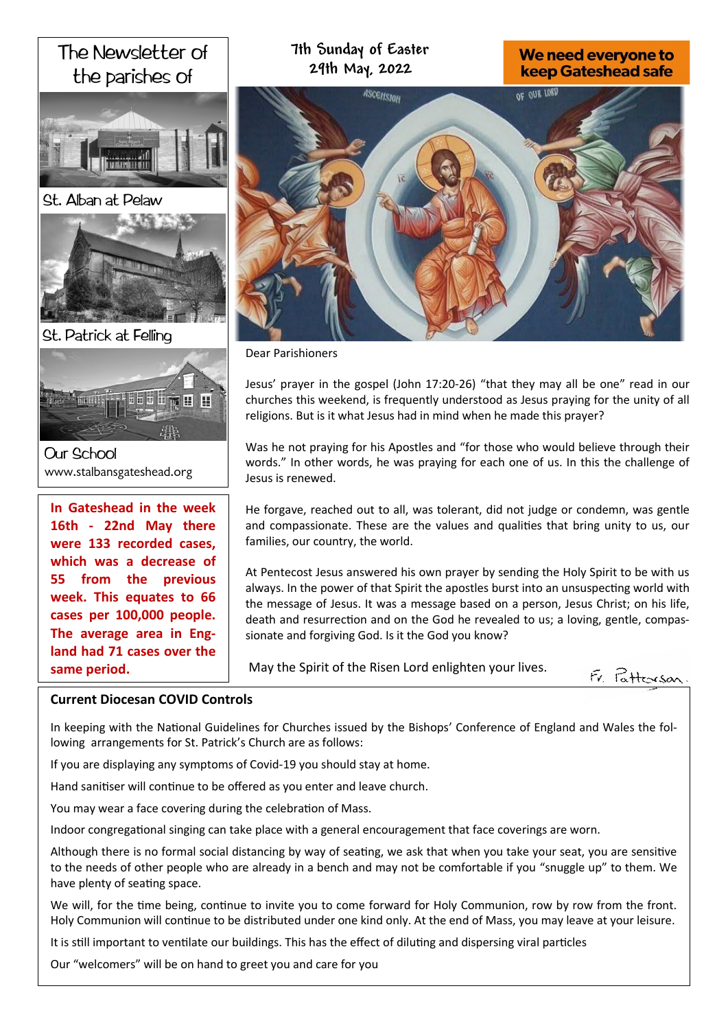# The Newsletter of the parishes of

St. Alban at Pelaw

St. Patrick at Felling

Our School

www.stalbansgateshead.org

**In Gateshead in the week 16th - 22nd May there were 133 recorded cases, which was a decrease of 55 from the previous week. This equates to 66 cases per 100,000 people. The average area in England had 71 cases over the same period.**

## 7th Sunday of Easter
## 29th May, 2022

**We need everyone to keep Gateshead safe**

Dear Parishioners

Jesus' prayer in the gospel (John 17:20-26) "that they may all be one" read in our churches this weekend, is frequently understood as Jesus praying for the unity of all religions. But is it what Jesus had in mind when he made this prayer?

Was he not praying for his Apostles and "for those who would believe through their words." In other words, he was praying for each one of us. In this the challenge of Jesus is renewed.

He forgave, reached out to all, was tolerant, did not judge or condemn, was gentle and compassionate. These are the values and qualities that bring unity to us, our families, our country, the world.

At Pentecost Jesus answered his own prayer by sending the Holy Spirit to be with us always. In the power of that Spirit the apostles burst into an unsuspecting world with the message of Jesus. It was a message based on a person, Jesus Christ; on his life, death and resurrection and on the God he revealed to us; a loving, gentle, compassionate and forgiving God. Is it the God you know?

May the Spirit of the Risen Lord enlighten your lives.

Fr. Patterson.

## Current Diocesan COVID Controls

In keeping with the National Guidelines for Churches issued by the Bishops' Conference of England and Wales the following arrangements for St. Patrick's Church are as follows:

If you are displaying any symptoms of Covid-19 you should stay at home.

Hand sanitiser will continue to be offered as you enter and leave church.

You may wear a face covering during the celebration of Mass.

Indoor congregational singing can take place with a general encouragement that face coverings are worn.

Although there is no formal social distancing by way of seating, we ask that when you take your seat, you are sensitive to the needs of other people who are already in a bench and may not be comfortable if you "snuggle up" to them. We have plenty of seating space.

We will, for the time being, continue to invite you to come forward for Holy Communion, row by row from the front. Holy Communion will continue to be distributed under one kind only. At the end of Mass, you may leave at your leisure.

It is still important to ventilate our buildings. This has the effect of diluting and dispersing viral particles

Our "welcomers" will be on hand to greet you and care for you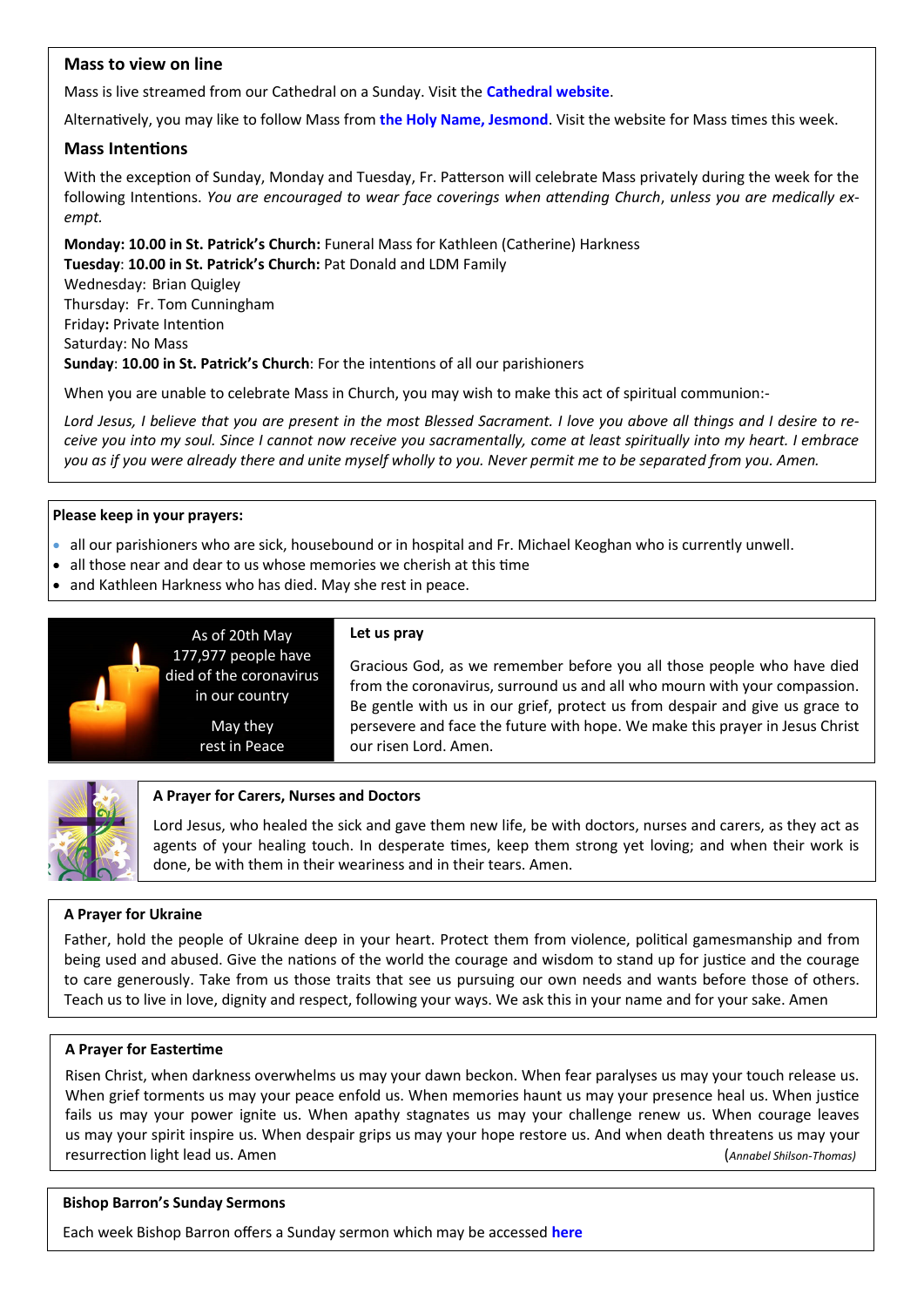## Mass to view on line

Mass is live streamed from our Cathedral on a Sunday. Visit the **Cathedral website**.

Alternatively, you may like to follow Mass from **the Holy Name, Jesmond**. Visit the website for Mass times this week.

## Mass Intentions

With the exception of Sunday, Monday and Tuesday, Fr. Patterson will celebrate Mass privately during the week for the following Intentions. *You are encouraged to wear face coverings when attending Church*, *unless you are medically exempt.*

**Monday: 10.00 in St. Patrick's Church:** Funeral Mass for Kathleen (Catherine) Harkness
**Tuesday**: **10.00 in St. Patrick's Church:** Pat Donald and LDM Family
Wednesday: Brian Quigley
Thursday: Fr. Tom Cunningham
Friday**:** Private Intention
Saturday: No Mass
**Sunday**: **10.00 in St. Patrick's Church**: For the intentions of all our parishioners

When you are unable to celebrate Mass in Church, you may wish to make this act of spiritual communion:-

*Lord Jesus, I believe that you are present in the most Blessed Sacrament. I love you above all things and I desire to receive you into my soul. Since I cannot now receive you sacramentally, come at least spiritually into my heart. I embrace you as if you were already there and unite myself wholly to you. Never permit me to be separated from you. Amen.*

**Please keep in your prayers:**

- all our parishioners who are sick, housebound or in hospital and Fr. Michael Keoghan who is currently unwell.
- all those near and dear to us whose memories we cherish at this time
- and Kathleen Harkness who has died. May she rest in peace.

As of 20th May 177,977 people have died of the coronavirus in our country

May they rest in Peace

**Let us pray**

Gracious God, as we remember before you all those people who have died from the coronavirus, surround us and all who mourn with your compassion. Be gentle with us in our grief, protect us from despair and give us grace to persevere and face the future with hope. We make this prayer in Jesus Christ our risen Lord. Amen.

**A Prayer for Carers, Nurses and Doctors**

Lord Jesus, who healed the sick and gave them new life, be with doctors, nurses and carers, as they act as agents of your healing touch. In desperate times, keep them strong yet loving; and when their work is done, be with them in their weariness and in their tears. Amen.

**A Prayer for Ukraine**

Father, hold the people of Ukraine deep in your heart. Protect them from violence, political gamesmanship and from being used and abused. Give the nations of the world the courage and wisdom to stand up for justice and the courage to care generously. Take from us those traits that see us pursuing our own needs and wants before those of others. Teach us to live in love, dignity and respect, following your ways. We ask this in your name and for your sake. Amen

**A Prayer for Eastertime**

Risen Christ, when darkness overwhelms us may your dawn beckon. When fear paralyses us may your touch release us. When grief torments us may your peace enfold us. When memories haunt us may your presence heal us. When justice fails us may your power ignite us. When apathy stagnates us may your challenge renew us. When courage leaves us may your spirit inspire us. When despair grips us may your hope restore us. And when death threatens us may your resurrection light lead us. Amen (*Annabel Shilson-Thomas)*

**Bishop Barron's Sunday Sermons**

Each week Bishop Barron offers a Sunday sermon which may be accessed **here**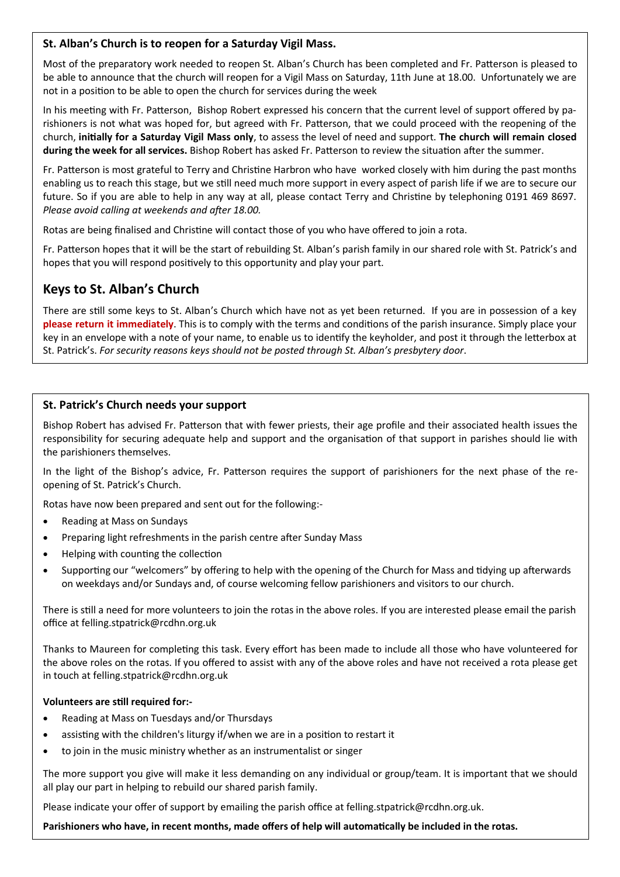### St. Alban's Church is to reopen for a Saturday Vigil Mass.

Most of the preparatory work needed to reopen St. Alban's Church has been completed and Fr. Patterson is pleased to be able to announce that the church will reopen for a Vigil Mass on Saturday, 11th June at 18.00. Unfortunately we are not in a position to be able to open the church for services during the week

In his meeting with Fr. Patterson, Bishop Robert expressed his concern that the current level of support offered by parishioners is not what was hoped for, but agreed with Fr. Patterson, that we could proceed with the reopening of the church, **initially for a Saturday Vigil Mass only**, to assess the level of need and support. **The church will remain closed during the week for all services.** Bishop Robert has asked Fr. Patterson to review the situation after the summer.

Fr. Patterson is most grateful to Terry and Christine Harbron who have worked closely with him during the past months enabling us to reach this stage, but we still need much more support in every aspect of parish life if we are to secure our future. So if you are able to help in any way at all, please contact Terry and Christine by telephoning 0191 469 8697. *Please avoid calling at weekends and after 18.00.*

Rotas are being finalised and Christine will contact those of you who have offered to join a rota.

Fr. Patterson hopes that it will be the start of rebuilding St. Alban's parish family in our shared role with St. Patrick's and hopes that you will respond positively to this opportunity and play your part.

## Keys to St. Alban's Church

There are still some keys to St. Alban's Church which have not as yet been returned. If you are in possession of a key **please return it immediately**. This is to comply with the terms and conditions of the parish insurance. Simply place your key in an envelope with a note of your name, to enable us to identify the keyholder, and post it through the letterbox at St. Patrick's. *For security reasons keys should not be posted through St. Alban's presbytery door.*

### St. Patrick's Church needs your support

Bishop Robert has advised Fr. Patterson that with fewer priests, their age profile and their associated health issues the responsibility for securing adequate help and support and the organisation of that support in parishes should lie with the parishioners themselves.

In the light of the Bishop's advice, Fr. Patterson requires the support of parishioners for the next phase of the re-opening of St. Patrick's Church.

Rotas have now been prepared and sent out for the following:-

- Reading at Mass on Sundays
- Preparing light refreshments in the parish centre after Sunday Mass
- Helping with counting the collection
- Supporting our "welcomers" by offering to help with the opening of the Church for Mass and tidying up afterwards on weekdays and/or Sundays and, of course welcoming fellow parishioners and visitors to our church.

There is still a need for more volunteers to join the rotas in the above roles. If you are interested please email the parish office at felling.stpatrick@rcdhn.org.uk

Thanks to Maureen for completing this task. Every effort has been made to include all those who have volunteered for the above roles on the rotas. If you offered to assist with any of the above roles and have not received a rota please get in touch at felling.stpatrick@rcdhn.org.uk

**Volunteers are still required for:-**

- Reading at Mass on Tuesdays and/or Thursdays
- assisting with the children's liturgy if/when we are in a position to restart it
- to join in the music ministry whether as an instrumentalist or singer

The more support you give will make it less demanding on any individual or group/team. It is important that we should all play our part in helping to rebuild our shared parish family.

Please indicate your offer of support by emailing the parish office at felling.stpatrick@rcdhn.org.uk.

**Parishioners who have, in recent months, made offers of help will automatically be included in the rotas.**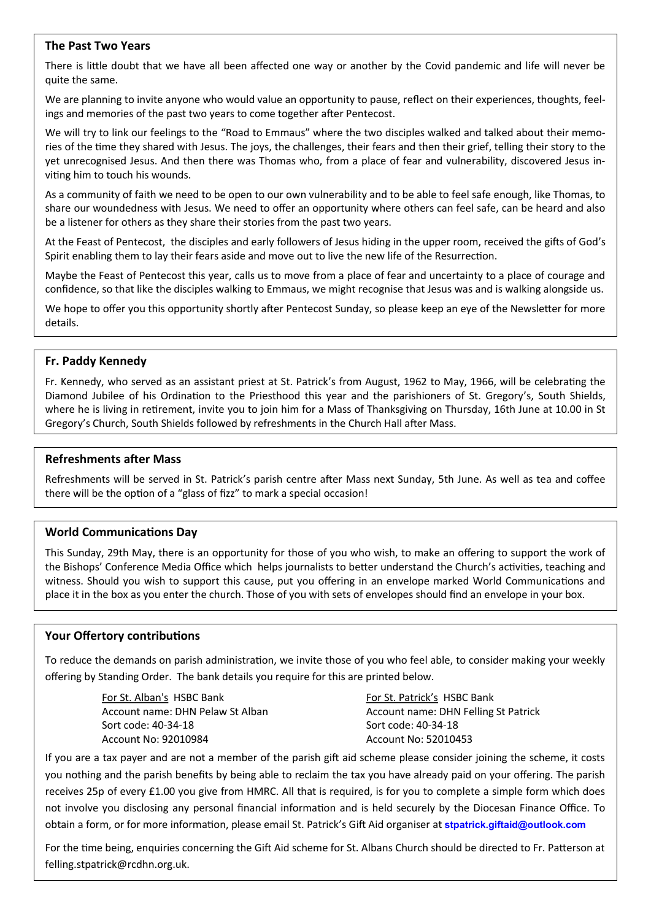## The Past Two Years

There is little doubt that we have all been affected one way or another by the Covid pandemic and life will never be quite the same.

We are planning to invite anyone who would value an opportunity to pause, reflect on their experiences, thoughts, feelings and memories of the past two years to come together after Pentecost.

We will try to link our feelings to the "Road to Emmaus" where the two disciples walked and talked about their memories of the time they shared with Jesus. The joys, the challenges, their fears and then their grief, telling their story to the yet unrecognised Jesus. And then there was Thomas who, from a place of fear and vulnerability, discovered Jesus inviting him to touch his wounds.

As a community of faith we need to be open to our own vulnerability and to be able to feel safe enough, like Thomas, to share our woundedness with Jesus. We need to offer an opportunity where others can feel safe, can be heard and also be a listener for others as they share their stories from the past two years.

At the Feast of Pentecost, the disciples and early followers of Jesus hiding in the upper room, received the gifts of God's Spirit enabling them to lay their fears aside and move out to live the new life of the Resurrection.

Maybe the Feast of Pentecost this year, calls us to move from a place of fear and uncertainty to a place of courage and confidence, so that like the disciples walking to Emmaus, we might recognise that Jesus was and is walking alongside us.

We hope to offer you this opportunity shortly after Pentecost Sunday, so please keep an eye of the Newsletter for more details.

## Fr. Paddy Kennedy

Fr. Kennedy, who served as an assistant priest at St. Patrick's from August, 1962 to May, 1966, will be celebrating the Diamond Jubilee of his Ordination to the Priesthood this year and the parishioners of St. Gregory's, South Shields, where he is living in retirement, invite you to join him for a Mass of Thanksgiving on Thursday, 16th June at 10.00 in St Gregory's Church, South Shields followed by refreshments in the Church Hall after Mass.

## Refreshments after Mass

Refreshments will be served in St. Patrick's parish centre after Mass next Sunday, 5th June. As well as tea and coffee there will be the option of a "glass of fizz" to mark a special occasion!

## World Communications Day

This Sunday, 29th May, there is an opportunity for those of you who wish, to make an offering to support the work of the Bishops' Conference Media Office which helps journalists to better understand the Church's activities, teaching and witness. Should you wish to support this cause, put you offering in an envelope marked World Communications and place it in the box as you enter the church. Those of you with sets of envelopes should find an envelope in your box.

## Your Offertory contributions

To reduce the demands on parish administration, we invite those of you who feel able, to consider making your weekly offering by Standing Order. The bank details you require for this are printed below.

For St. Alban's HSBC Bank
Account name: DHN Pelaw St Alban
Sort code: 40-34-18
Account No: 92010984

For St. Patrick's HSBC Bank
Account name: DHN Felling St Patrick
Sort code: 40-34-18
Account No: 52010453

If you are a tax payer and are not a member of the parish gift aid scheme please consider joining the scheme, it costs you nothing and the parish benefits by being able to reclaim the tax you have already paid on your offering. The parish receives 25p of every £1.00 you give from HMRC. All that is required, is for you to complete a simple form which does not involve you disclosing any personal financial information and is held securely by the Diocesan Finance Office. To obtain a form, or for more information, please email St. Patrick's Gift Aid organiser at **stpatrick.giftaid@outlook.com**

For the time being, enquiries concerning the Gift Aid scheme for St. Albans Church should be directed to Fr. Patterson at felling.stpatrick@rcdhn.org.uk.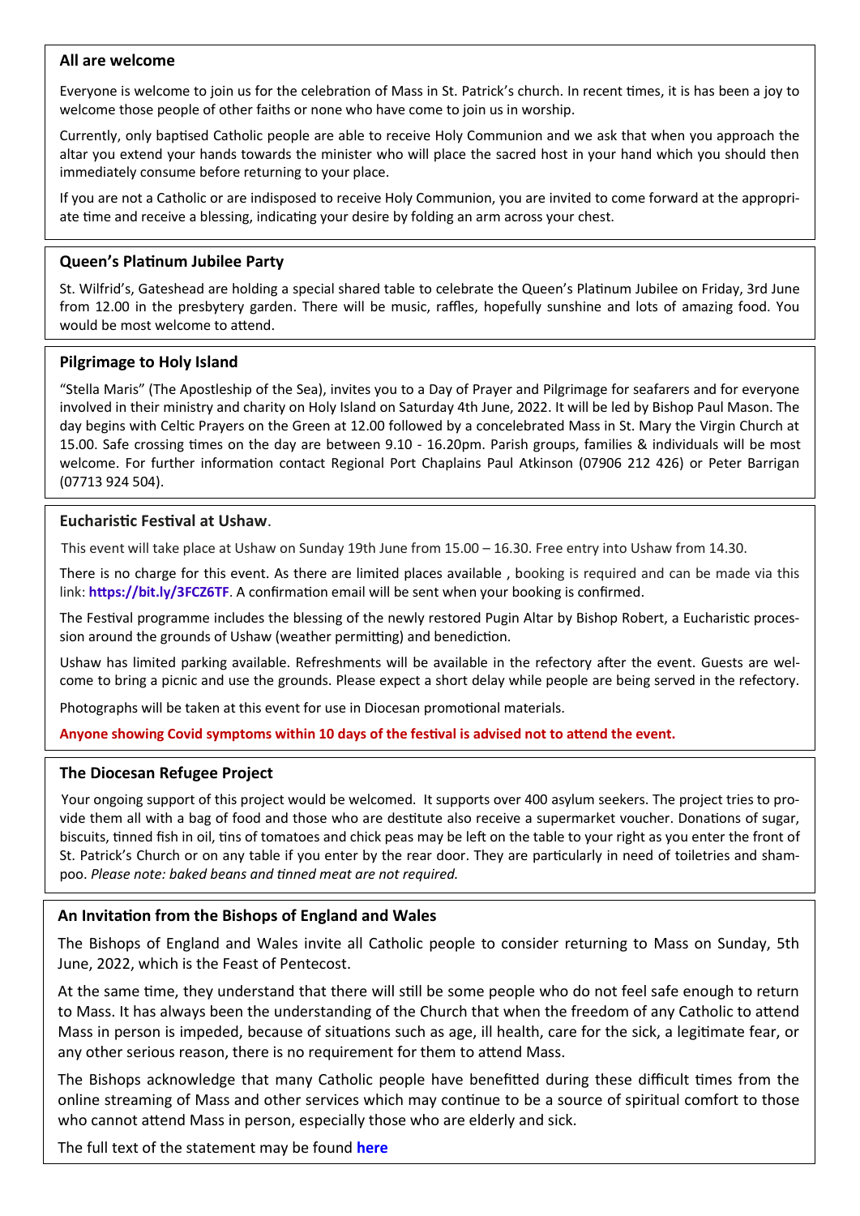## All are welcome

Everyone is welcome to join us for the celebration of Mass in St. Patrick's church. In recent times, it is has been a joy to welcome those people of other faiths or none who have come to join us in worship.

Currently, only baptised Catholic people are able to receive Holy Communion and we ask that when you approach the altar you extend your hands towards the minister who will place the sacred host in your hand which you should then immediately consume before returning to your place.

If you are not a Catholic or are indisposed to receive Holy Communion, you are invited to come forward at the appropriate time and receive a blessing, indicating your desire by folding an arm across your chest.

## Queen's Platinum Jubilee Party

St. Wilfrid's, Gateshead are holding a special shared table to celebrate the Queen's Platinum Jubilee on Friday, 3rd June from 12.00 in the presbytery garden. There will be music, raffles, hopefully sunshine and lots of amazing food. You would be most welcome to attend.

## Pilgrimage to Holy Island

"Stella Maris" (The Apostleship of the Sea), invites you to a Day of Prayer and Pilgrimage for seafarers and for everyone involved in their ministry and charity on Holy Island on Saturday 4th June, 2022. It will be led by Bishop Paul Mason. The day begins with Celtic Prayers on the Green at 12.00 followed by a concelebrated Mass in St. Mary the Virgin Church at 15.00. Safe crossing times on the day are between 9.10 - 16.20pm. Parish groups, families & individuals will be most welcome. For further information contact Regional Port Chaplains Paul Atkinson (07906 212 426) or Peter Barrigan (07713 924 504).

## Eucharistic Festival at Ushaw.

This event will take place at Ushaw on Sunday 19th June from 15.00 – 16.30. Free entry into Ushaw from 14.30.

There is no charge for this event. As there are limited places available , booking is required and can be made via this link: **https://bit.ly/3FCZ6TF**. A confirmation email will be sent when your booking is confirmed.

The Festival programme includes the blessing of the newly restored Pugin Altar by Bishop Robert, a Eucharistic procession around the grounds of Ushaw (weather permitting) and benediction.

Ushaw has limited parking available. Refreshments will be available in the refectory after the event. Guests are welcome to bring a picnic and use the grounds. Please expect a short delay while people are being served in the refectory.

Photographs will be taken at this event for use in Diocesan promotional materials.

**Anyone showing Covid symptoms within 10 days of the festival is advised not to attend the event.**

## The Diocesan Refugee Project

Your ongoing support of this project would be welcomed. It supports over 400 asylum seekers. The project tries to provide them all with a bag of food and those who are destitute also receive a supermarket voucher. Donations of sugar, biscuits, tinned fish in oil, tins of tomatoes and chick peas may be left on the table to your right as you enter the front of St. Patrick's Church or on any table if you enter by the rear door. They are particularly in need of toiletries and shampoo. *Please note: baked beans and tinned meat are not required.*

## An Invitation from the Bishops of England and Wales

The Bishops of England and Wales invite all Catholic people to consider returning to Mass on Sunday, 5th June, 2022, which is the Feast of Pentecost.

At the same time, they understand that there will still be some people who do not feel safe enough to return to Mass. It has always been the understanding of the Church that when the freedom of any Catholic to attend Mass in person is impeded, because of situations such as age, ill health, care for the sick, a legitimate fear, or any other serious reason, there is no requirement for them to attend Mass.

The Bishops acknowledge that many Catholic people have benefitted during these difficult times from the online streaming of Mass and other services which may continue to be a source of spiritual comfort to those who cannot attend Mass in person, especially those who are elderly and sick.

The full text of the statement may be found **here**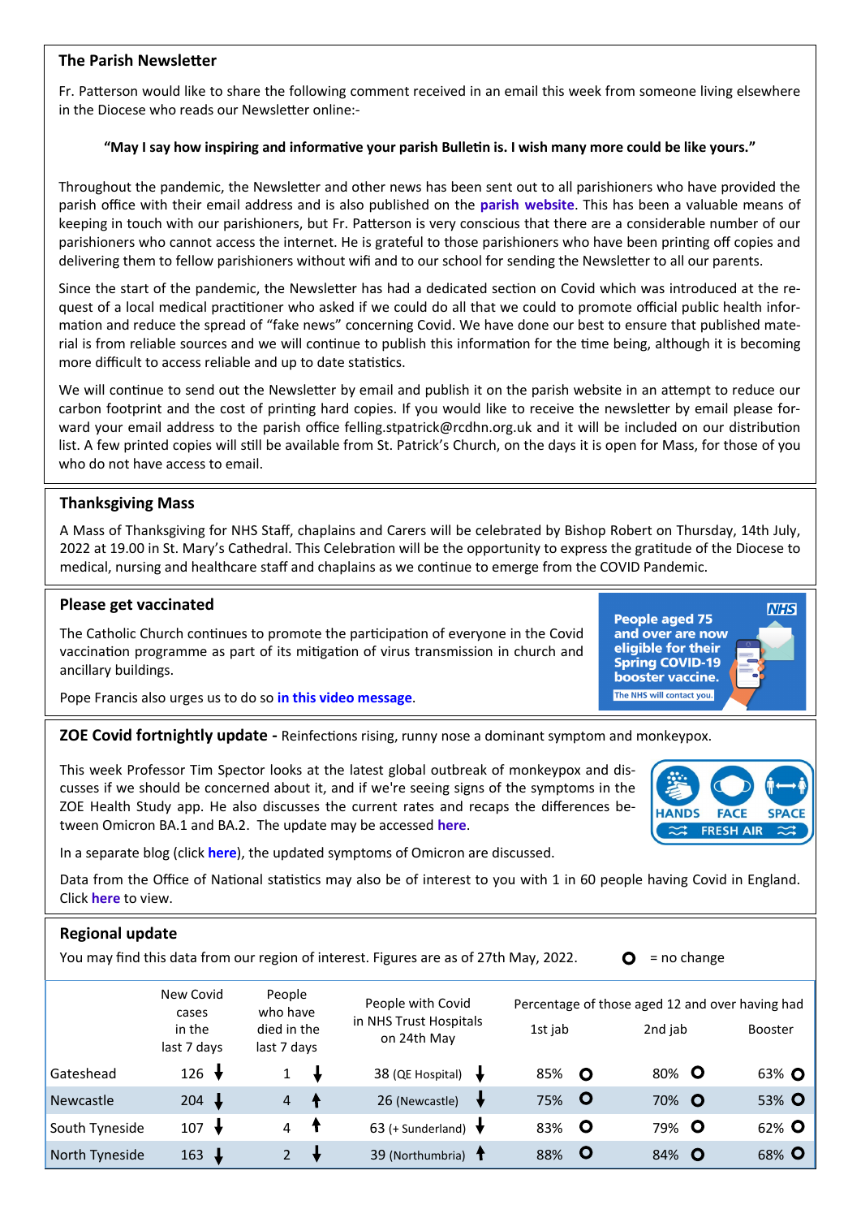## The Parish Newsletter

Fr. Patterson would like to share the following comment received in an email this week from someone living elsewhere in the Diocese who reads our Newsletter online:-

**"May I say how inspiring and informative your parish Bulletin is. I wish many more could be like yours."**

Throughout the pandemic, the Newsletter and other news has been sent out to all parishioners who have provided the parish office with their email address and is also published on the **parish website**. This has been a valuable means of keeping in touch with our parishioners, but Fr. Patterson is very conscious that there are a considerable number of our parishioners who cannot access the internet. He is grateful to those parishioners who have been printing off copies and delivering them to fellow parishioners without wifi and to our school for sending the Newsletter to all our parents.

Since the start of the pandemic, the Newsletter has had a dedicated section on Covid which was introduced at the request of a local medical practitioner who asked if we could do all that we could to promote official public health information and reduce the spread of "fake news" concerning Covid. We have done our best to ensure that published material is from reliable sources and we will continue to publish this information for the time being, although it is becoming more difficult to access reliable and up to date statistics.

We will continue to send out the Newsletter by email and publish it on the parish website in an attempt to reduce our carbon footprint and the cost of printing hard copies. If you would like to receive the newsletter by email please forward your email address to the parish office felling.stpatrick@rcdhn.org.uk and it will be included on our distribution list. A few printed copies will still be available from St. Patrick's Church, on the days it is open for Mass, for those of you who do not have access to email.

## Thanksgiving Mass

A Mass of Thanksgiving for NHS Staff, chaplains and Carers will be celebrated by Bishop Robert on Thursday, 14th July, 2022 at 19.00 in St. Mary's Cathedral. This Celebration will be the opportunity to express the gratitude of the Diocese to medical, nursing and healthcare staff and chaplains as we continue to emerge from the COVID Pandemic.

## Please get vaccinated

The Catholic Church continues to promote the participation of everyone in the Covid vaccination programme as part of its mitigation of virus transmission in church and ancillary buildings.

Pope Francis also urges us to do so **in this video message**.

NHS

People aged 75 and over are now eligible for their Spring COVID-19 booster vaccine.

The NHS will contact you.

## ZOE Covid fortnightly update - Reinfections rising, runny nose a dominant symptom and monkeypox.

This week Professor Tim Spector looks at the latest global outbreak of monkeypox and discusses if we should be concerned about it, and if we're seeing signs of the symptoms in the ZOE Health Study app. He also discusses the current rates and recaps the differences between Omicron BA.1 and BA.2. The update may be accessed **here**.

HANDS FACE SPACE

FRESH AIR

In a separate blog (click **here**), the updated symptoms of Omicron are discussed.

Data from the Office of National statistics may also be of interest to you with 1 in 60 people having Covid in England. Click **here** to view.

## Regional update

You may find this data from our region of interest. Figures are as of 27th May, 2022. ○ = no change

| | New Covid cases in the last 7 days | People who have died in the last 7 days | People with Covid in NHS Trust Hospitals on 24th May | Percentage of those aged 12 and over having had 1st jab | 2nd jab | Booster |
|---|---|---|---|---|---|---|
| Gateshead | 126 ↓ | 1 ↓ | 38 (QE Hospital) ↓ | 85% ○ | 80% ○ | 63% ○ |
| Newcastle | 204 ↓ | 4 ↑ | 26 (Newcastle) ↓ | 75% ○ | 70% ○ | 53% ○ |
| South Tyneside | 107 ↓ | 4 ↑ | 63 (+ Sunderland) ↓ | 83% ○ | 79% ○ | 62% ○ |
| North Tyneside | 163 ↓ | 2 ↓ | 39 (Northumbria) ↑ | 88% ○ | 84% ○ | 68% ○ |